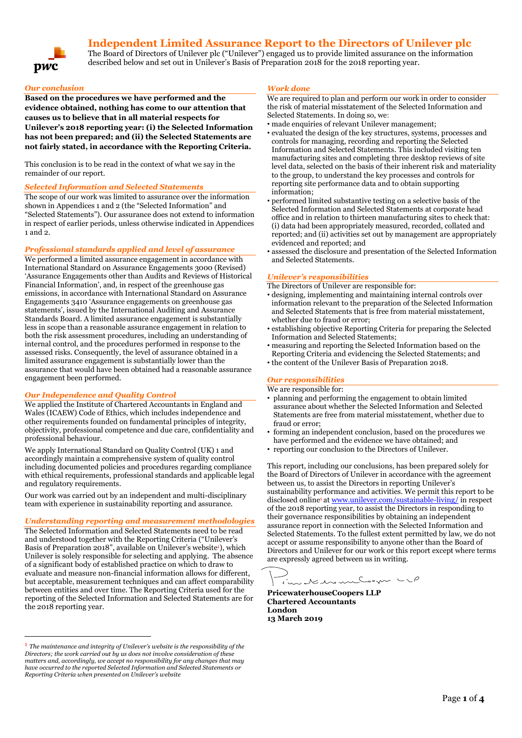# Independent Limited Assurance Report to the Directors of Unilever plc

The Board of Directors of Unilever plc ("Unilever") engaged us to provide limited assurance on the information described below and set out in Unilever's Basis of Preparation 2018 for the 2018 reporting year.

## *Our conclusion*

**Based on the procedures we have performed and the evidence obtained, nothing has come to our attention that causes us to believe that in all material respects for Unilever's 2018 reporting year: (i) the Selected Information has not been prepared; and (ii) the Selected Statements are not fairly stated, in accordance with the Reporting Criteria.**

This conclusion is to be read in the context of what we say in the remainder of our report.

## *Selected Information and Selected Statements*

The scope of our work was limited to assurance over the information shown in Appendices 1 and 2 (the "Selected Information" and "Selected Statements"). Our assurance does not extend to information in respect of earlier periods, unless otherwise indicated in Appendices 1 and 2.

## *Professional standards applied and level of assurance*

We performed a limited assurance engagement in accordance with International Standard on Assurance Engagements 3000 (Revised) 'Assurance Engagements other than Audits and Reviews of Historical Financial Information', and, in respect of the greenhouse gas emissions, in accordance with International Standard on Assurance Engagements 3410 'Assurance engagements on greenhouse gas statements', issued by the International Auditing and Assurance Standards Board. A limited assurance engagement is substantially less in scope than a reasonable assurance engagement in relation to both the risk assessment procedures, including an understanding of internal control, and the procedures performed in response to the assessed risks. Consequently, the level of assurance obtained in a limited assurance engagement is substantially lower than the assurance that would have been obtained had a reasonable assurance engagement been performed.

## *Our Independence and Quality Control*

We applied the Institute of Chartered Accountants in England and Wales (ICAEW) Code of Ethics, which includes independence and other requirements founded on fundamental principles of integrity, objectivity, professional competence and due care, confidentiality and professional behaviour.

We apply International Standard on Quality Control (UK) 1 and accordingly maintain a comprehensive system of quality control including documented policies and procedures regarding compliance with ethical requirements, professional standards and applicable legal and regulatory requirements.

Our work was carried out by an independent and multi-disciplinary team with experience in sustainability reporting and assurance.

## *Understanding reporting and measurement methodologies*

The Selected Information and Selected Statements need to be read and understood together with the Reporting Criteria ("Unilever's Basis of Preparation 2018", available on Unilever's website[1]), which Unilever is solely responsible for selecting and applying. The absence of a significant body of established practice on which to draw to evaluate and measure non-financial information allows for different, but acceptable, measurement techniques and can affect comparability between entities and over time. The Reporting Criteria used for the reporting of the Selected Information and Selected Statements are for the 2018 reporting year.

## *Work done*

We are required to plan and perform our work in order to consider the risk of material misstatement of the Selected Information and Selected Statements. In doing so, we:

- made enquiries of relevant Unilever management;
- evaluated the design of the key structures, systems, processes and controls for managing, recording and reporting the Selected Information and Selected Statements. This included visiting ten manufacturing sites and completing three desktop reviews of site level data, selected on the basis of their inherent risk and materiality to the group, to understand the key processes and controls for reporting site performance data and to obtain supporting information;
- performed limited substantive testing on a selective basis of the Selected Information and Selected Statements at corporate head office and in relation to thirteen manufacturing sites to check that: (i) data had been appropriately measured, recorded, collated and reported; and (ii) activities set out by management are appropriately evidenced and reported; and
- assessed the disclosure and presentation of the Selected Information and Selected Statements.

## *Unilever's responsibilities*

The Directors of Unilever are responsible for:

- designing, implementing and maintaining internal controls over information relevant to the preparation of the Selected Information and Selected Statements that is free from material misstatement, whether due to fraud or error;
- establishing objective Reporting Criteria for preparing the Selected Information and Selected Statements;
- measuring and reporting the Selected Information based on the Reporting Criteria and evidencing the Selected Statements; and
- the content of the Unilever Basis of Preparation 2018.

## *Our responsibilities*

We are responsible for:

- planning and performing the engagement to obtain limited assurance about whether the Selected Information and Selected Statements are free from material misstatement, whether due to fraud or error;
- forming an independent conclusion, based on the procedures we have performed and the evidence we have obtained; and
- reporting our conclusion to the Directors of Unilever.

This report, including our conclusions, has been prepared solely for the Board of Directors of Unilever in accordance with the agreement between us, to assist the Directors in reporting Unilever's sustainability performance and activities. We permit this report to be disclosed online[1] at www.unilever.com/sustainable-living/ in respect of the 2018 reporting year, to assist the Directors in responding to their governance responsibilities by obtaining an independent assurance report in connection with the Selected Information and Selected Statements. To the fullest extent permitted by law, we do not accept or assume responsibility to anyone other than the Board of Directors and Unilever for our work or this report except where terms are expressly agreed between us in writing.

**PricewaterhouseCoopers LLP**
**Chartered Accountants**
**London**
**13 March 2019**

---

[1] *The maintenance and integrity of Unilever's website is the responsibility of the Directors; the work carried out by us does not involve consideration of these matters and, accordingly, we accept no responsibility for any changes that may have occurred to the reported Selected Information and Selected Statements or Reporting Criteria when presented on Unilever's website*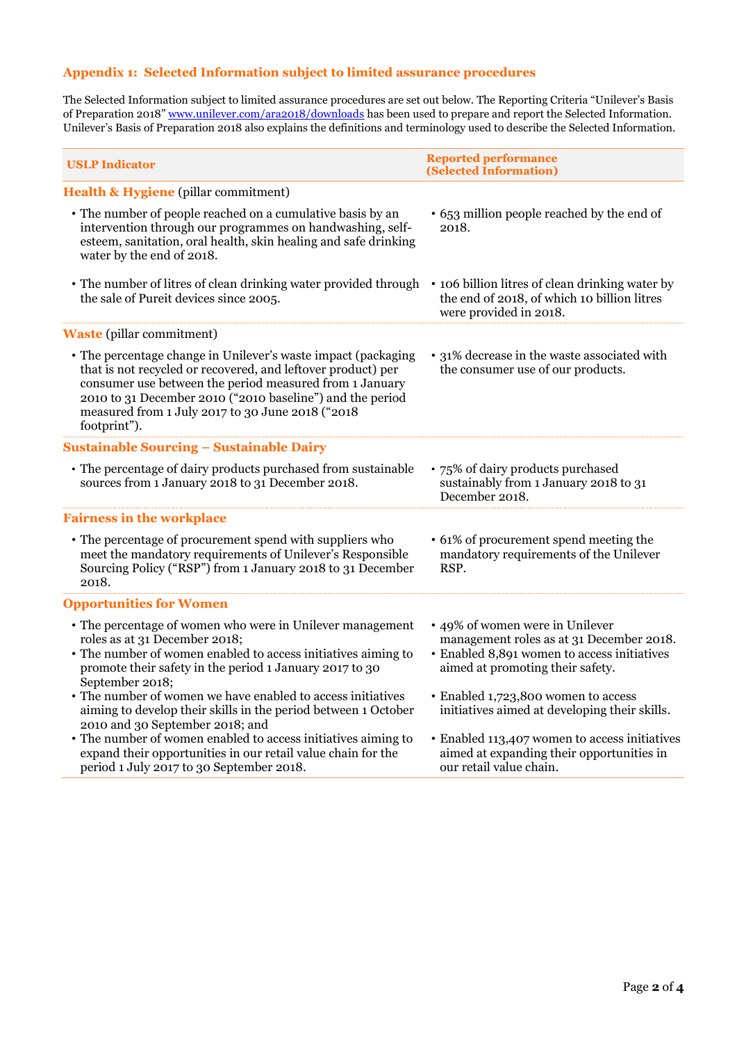## Appendix 1: Selected Information subject to limited assurance procedures

The Selected Information subject to limited assurance procedures are set out below. The Reporting Criteria "Unilever's Basis of Preparation 2018" www.unilever.com/ara2018/downloads has been used to prepare and report the Selected Information. Unilever's Basis of Preparation 2018 also explains the definitions and terminology used to describe the Selected Information.

| USLP Indicator | Reported performance (Selected Information) |
|---|---|
| **Health & Hygiene** (pillar commitment) | |
| • The number of people reached on a cumulative basis by an intervention through our programmes on handwashing, self-esteem, sanitation, oral health, skin healing and safe drinking water by the end of 2018. | • 653 million people reached by the end of 2018. |
| • The number of litres of clean drinking water provided through the sale of Pureit devices since 2005. | • 106 billion litres of clean drinking water by the end of 2018, of which 10 billion litres were provided in 2018. |
| **Waste** (pillar commitment) | |
| • The percentage change in Unilever's waste impact (packaging that is not recycled or recovered, and leftover product) per consumer use between the period measured from 1 January 2010 to 31 December 2010 ("2010 baseline") and the period measured from 1 July 2017 to 30 June 2018 ("2018 footprint"). | • 31% decrease in the waste associated with the consumer use of our products. |
| **Sustainable Sourcing – Sustainable Dairy** | |
| • The percentage of dairy products purchased from sustainable sources from 1 January 2018 to 31 December 2018. | • 75% of dairy products purchased sustainably from 1 January 2018 to 31 December 2018. |
| **Fairness in the workplace** | |
| • The percentage of procurement spend with suppliers who meet the mandatory requirements of Unilever's Responsible Sourcing Policy ("RSP") from 1 January 2018 to 31 December 2018. | • 61% of procurement spend meeting the mandatory requirements of the Unilever RSP. |
| **Opportunities for Women** | |
| • The percentage of women who were in Unilever management roles as at 31 December 2018; | • 49% of women were in Unilever management roles as at 31 December 2018. |
| • The number of women enabled to access initiatives aiming to promote their safety in the period 1 January 2017 to 30 September 2018; | • Enabled 8,891 women to access initiatives aimed at promoting their safety. |
| • The number of women we have enabled to access initiatives aiming to develop their skills in the period between 1 October 2010 and 30 September 2018; and | • Enabled 1,723,800 women to access initiatives aimed at developing their skills. |
| • The number of women enabled to access initiatives aiming to expand their opportunities in our retail value chain for the period 1 July 2017 to 30 September 2018. | • Enabled 113,407 women to access initiatives aimed at expanding their opportunities in our retail value chain. |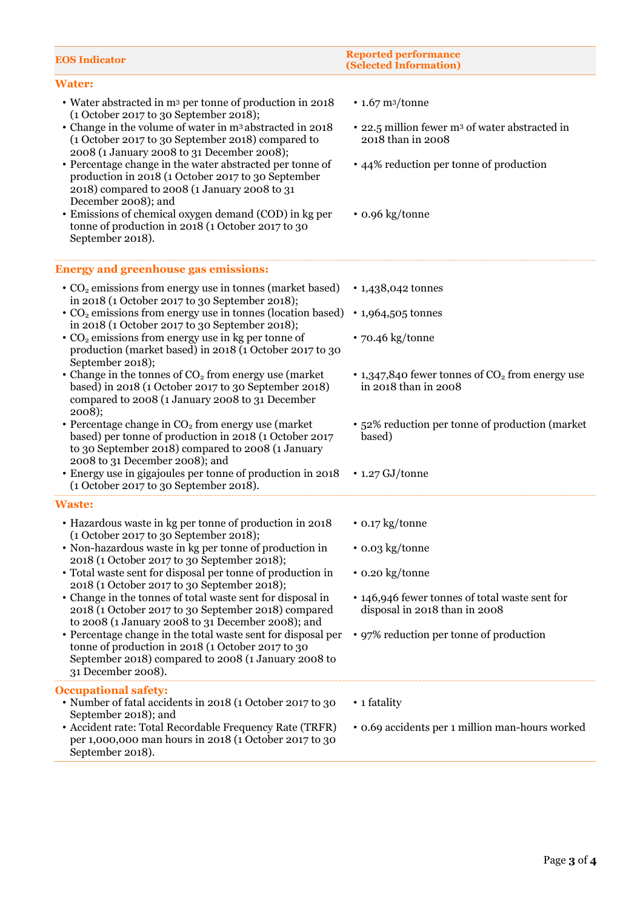| EOS Indicator | Reported performance (Selected Information) |
|---|---|
| **Water:** | |
| • Water abstracted in m³ per tonne of production in 2018 (1 October 2017 to 30 September 2018); | • 1.67 m³/tonne |
| • Change in the volume of water in m³ abstracted in 2018 (1 October 2017 to 30 September 2018) compared to 2008 (1 January 2008 to 31 December 2008); | • 22.5 million fewer m³ of water abstracted in 2018 than in 2008 |
| • Percentage change in the water abstracted per tonne of production in 2018 (1 October 2017 to 30 September 2018) compared to 2008 (1 January 2008 to 31 December 2008); and | • 44% reduction per tonne of production |
| • Emissions of chemical oxygen demand (COD) in kg per tonne of production in 2018 (1 October 2017 to 30 September 2018). | • 0.96 kg/tonne |
| **Energy and greenhouse gas emissions:** | |
| • $CO_2$ emissions from energy use in tonnes (market based) in 2018 (1 October 2017 to 30 September 2018); | • 1,438,042 tonnes |
| • $CO_2$ emissions from energy use in tonnes (location based) in 2018 (1 October 2017 to 30 September 2018); | • 1,964,505 tonnes |
| • $CO_2$ emissions from energy use in kg per tonne of production (market based) in 2018 (1 October 2017 to 30 September 2018); | • 70.46 kg/tonne |
| • Change in the tonnes of $CO_2$ from energy use (market based) in 2018 (1 October 2017 to 30 September 2018) compared to 2008 (1 January 2008 to 31 December 2008); | • 1,347,840 fewer tonnes of $CO_2$ from energy use in 2018 than in 2008 |
| • Percentage change in $CO_2$ from energy use (market based) per tonne of production in 2018 (1 October 2017 to 30 September 2018) compared to 2008 (1 January 2008 to 31 December 2008); and | • 52% reduction per tonne of production (market based) |
| • Energy use in gigajoules per tonne of production in 2018 (1 October 2017 to 30 September 2018). | • 1.27 GJ/tonne |
| **Waste:** | |
| • Hazardous waste in kg per tonne of production in 2018 (1 October 2017 to 30 September 2018); | • 0.17 kg/tonne |
| • Non-hazardous waste in kg per tonne of production in 2018 (1 October 2017 to 30 September 2018); | • 0.03 kg/tonne |
| • Total waste sent for disposal per tonne of production in 2018 (1 October 2017 to 30 September 2018); | • 0.20 kg/tonne |
| • Change in the tonnes of total waste sent for disposal in 2018 (1 October 2017 to 30 September 2018) compared to 2008 (1 January 2008 to 31 December 2008); and | • 146,946 fewer tonnes of total waste sent for disposal in 2018 than in 2008 |
| • Percentage change in the total waste sent for disposal per tonne of production in 2018 (1 October 2017 to 30 September 2018) compared to 2008 (1 January 2008 to 31 December 2008). | • 97% reduction per tonne of production |
| **Occupational safety:** | |
| • Number of fatal accidents in 2018 (1 October 2017 to 30 September 2018); and | • 1 fatality |
| • Accident rate: Total Recordable Frequency Rate (TRFR) per 1,000,000 man hours in 2018 (1 October 2017 to 30 September 2018). | • 0.69 accidents per 1 million man-hours worked |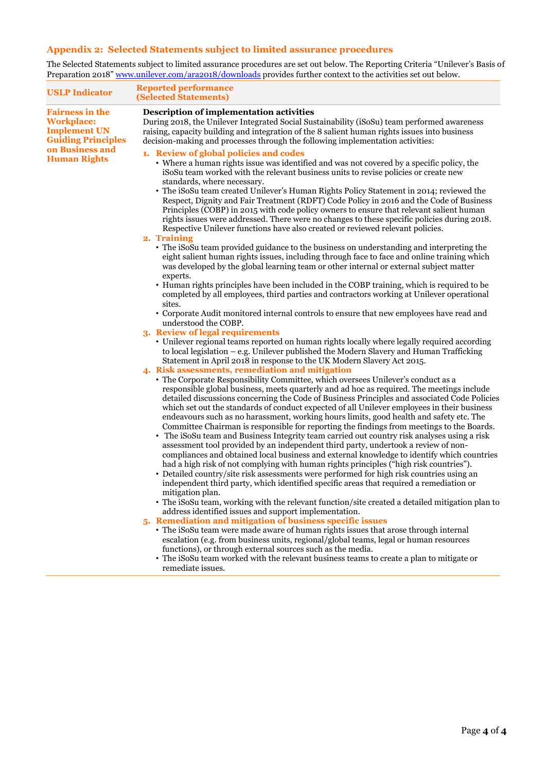## Appendix 2: Selected Statements subject to limited assurance procedures

The Selected Statements subject to limited assurance procedures are set out below. The Reporting Criteria "Unilever's Basis of Preparation 2018" www.unilever.com/ara2018/downloads provides further context to the activities set out below.

| USLP Indicator | Reported performance (Selected Statements) |
|---|---|
| **Fairness in the Workplace: Implement UN Guiding Principles on Business and Human Rights** | **Description of implementation activities**<br>During 2018, the Unilever Integrated Social Sustainability (iSoSu) team performed awareness raising, capacity building and integration of the 8 salient human rights issues into business decision-making and processes through the following implementation activities:<br>**1. Review of global policies and codes**<br>• Where a human rights issue was identified and was not covered by a specific policy, the iSoSu team worked with the relevant business units to revise policies or create new standards, where necessary.<br>• The iSoSu team created Unilever's Human Rights Policy Statement in 2014; reviewed the Respect, Dignity and Fair Treatment (RDFT) Code Policy in 2016 and the Code of Business Principles (COBP) in 2015 with code policy owners to ensure that relevant salient human rights issues were addressed. There were no changes to these specific policies during 2018. Respective Unilever functions have also created or reviewed relevant policies.<br>**2. Training**<br>• The iSoSu team provided guidance to the business on understanding and interpreting the eight salient human rights issues, including through face to face and online training which was developed by the global learning team or other internal or external subject matter experts.<br>• Human rights principles have been included in the COBP training, which is required to be completed by all employees, third parties and contractors working at Unilever operational sites.<br>• Corporate Audit monitored internal controls to ensure that new employees have read and understood the COBP.<br>**3. Review of legal requirements**<br>• Unilever regional teams reported on human rights locally where legally required according to local legislation – e.g. Unilever published the Modern Slavery and Human Trafficking Statement in April 2018 in response to the UK Modern Slavery Act 2015.<br>**4. Risk assessments, remediation and mitigation**<br>• The Corporate Responsibility Committee, which oversees Unilever's conduct as a responsible global business, meets quarterly and ad hoc as required. The meetings include detailed discussions concerning the Code of Business Principles and associated Code Policies which set out the standards of conduct expected of all Unilever employees in their business endeavours such as no harassment, working hours limits, good health and safety etc. The Committee Chairman is responsible for reporting the findings from meetings to the Boards.<br>• The iSoSu team and Business Integrity team carried out country risk analyses using a risk assessment tool provided by an independent third party, undertook a review of non-compliances and obtained local business and external knowledge to identify which countries had a high risk of not complying with human rights principles ("high risk countries").<br>• Detailed country/site risk assessments were performed for high risk countries using an independent third party, which identified specific areas that required a remediation or mitigation plan.<br>• The iSoSu team, working with the relevant function/site created a detailed mitigation plan to address identified issues and support implementation.<br>**5. Remediation and mitigation of business specific issues**<br>• The iSoSu team were made aware of human rights issues that arose through internal escalation (e.g. from business units, regional/global teams, legal or human resources functions), or through external sources such as the media.<br>• The iSoSu team worked with the relevant business teams to create a plan to mitigate or remediate issues. |